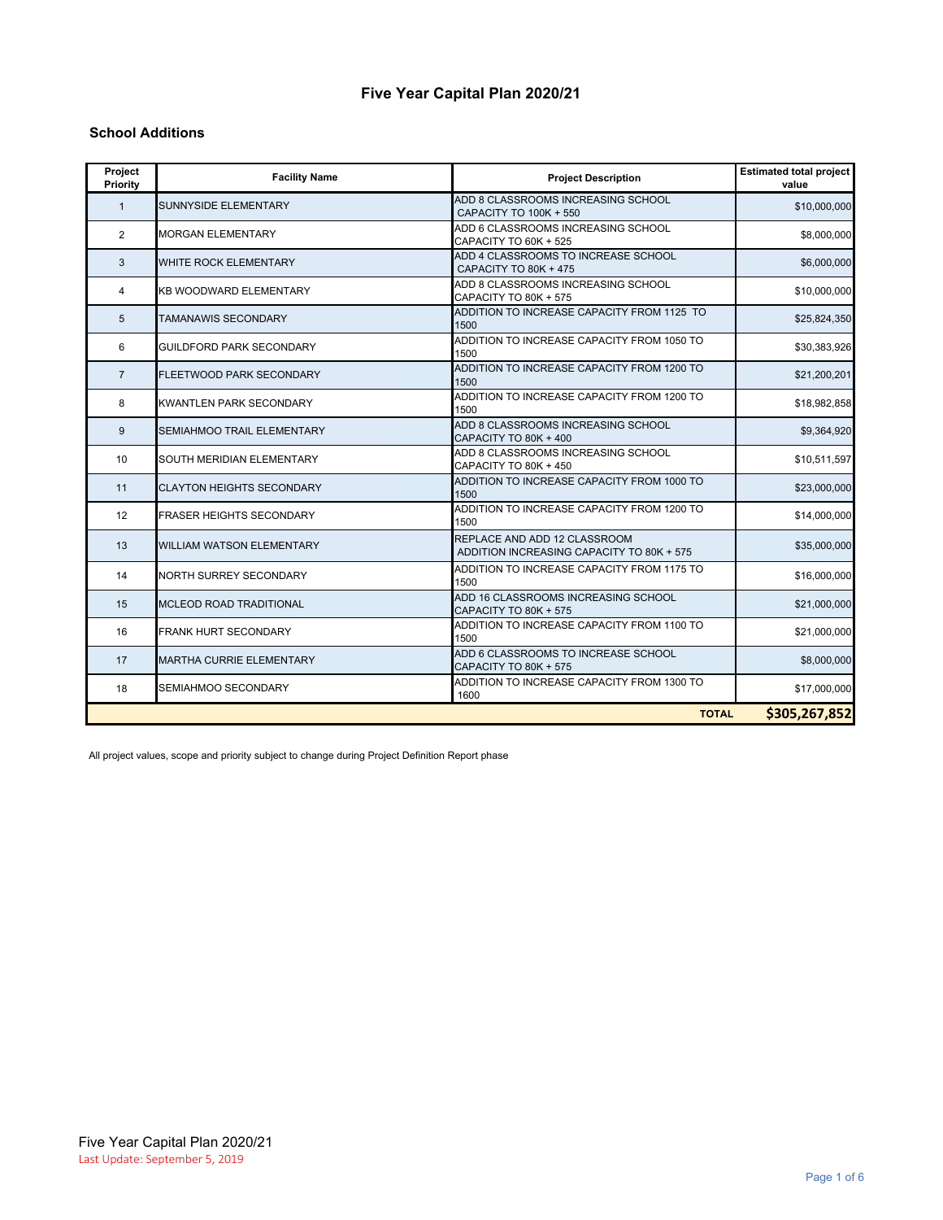# Five Year Capital Plan 2020/21

## School Additions

| Project Priority | Facility Name | Project Description | Estimated total project value |
|---|---|---|---|
| 1 | SUNNYSIDE ELEMENTARY | ADD 8 CLASSROOMS INCREASING SCHOOL CAPACITY TO 100K + 550 | $10,000,000 |
| 2 | MORGAN ELEMENTARY | ADD 6 CLASSROOMS INCREASING SCHOOL CAPACITY TO 60K + 525 | $8,000,000 |
| 3 | WHITE ROCK ELEMENTARY | ADD 4 CLASSROOMS TO INCREASE SCHOOL CAPACITY TO 80K + 475 | $6,000,000 |
| 4 | KB WOODWARD ELEMENTARY | ADD 8 CLASSROOMS INCREASING SCHOOL CAPACITY TO 80K + 575 | $10,000,000 |
| 5 | TAMANAWIS SECONDARY | ADDITION TO INCREASE CAPACITY FROM 1125 TO 1500 | $25,824,350 |
| 6 | GUILDFORD PARK SECONDARY | ADDITION TO INCREASE CAPACITY FROM 1050 TO 1500 | $30,383,926 |
| 7 | FLEETWOOD PARK SECONDARY | ADDITION TO INCREASE CAPACITY FROM 1200 TO 1500 | $21,200,201 |
| 8 | KWANTLEN PARK SECONDARY | ADDITION TO INCREASE CAPACITY FROM 1200 TO 1500 | $18,982,858 |
| 9 | SEMIAHMOO TRAIL ELEMENTARY | ADD 8 CLASSROOMS INCREASING SCHOOL CAPACITY TO 80K + 400 | $9,364,920 |
| 10 | SOUTH MERIDIAN ELEMENTARY | ADD 8 CLASSROOMS INCREASING SCHOOL CAPACITY TO 80K + 450 | $10,511,597 |
| 11 | CLAYTON HEIGHTS SECONDARY | ADDITION TO INCREASE CAPACITY FROM 1000 TO 1500 | $23,000,000 |
| 12 | FRASER HEIGHTS SECONDARY | ADDITION TO INCREASE CAPACITY FROM 1200 TO 1500 | $14,000,000 |
| 13 | WILLIAM WATSON ELEMENTARY | REPLACE AND ADD 12 CLASSROOM ADDITION INCREASING CAPACITY TO 80K + 575 | $35,000,000 |
| 14 | NORTH SURREY SECONDARY | ADDITION TO INCREASE CAPACITY FROM 1175 TO 1500 | $16,000,000 |
| 15 | MCLEOD ROAD TRADITIONAL | ADD 16 CLASSROOMS INCREASING SCHOOL CAPACITY TO 80K + 575 | $21,000,000 |
| 16 | FRANK HURT SECONDARY | ADDITION TO INCREASE CAPACITY FROM 1100 TO 1500 | $21,000,000 |
| 17 | MARTHA CURRIE ELEMENTARY | ADD 6 CLASSROOMS TO INCREASE SCHOOL CAPACITY TO 80K + 575 | $8,000,000 |
| 18 | SEMIAHMOO SECONDARY | ADDITION TO INCREASE CAPACITY FROM 1300 TO 1600 | $17,000,000 |
| | | **TOTAL** | **$305,267,852** |

All project values, scope and priority subject to change during Project Definition Report phase

Five Year Capital Plan 2020/21
Last Update: September 5, 2019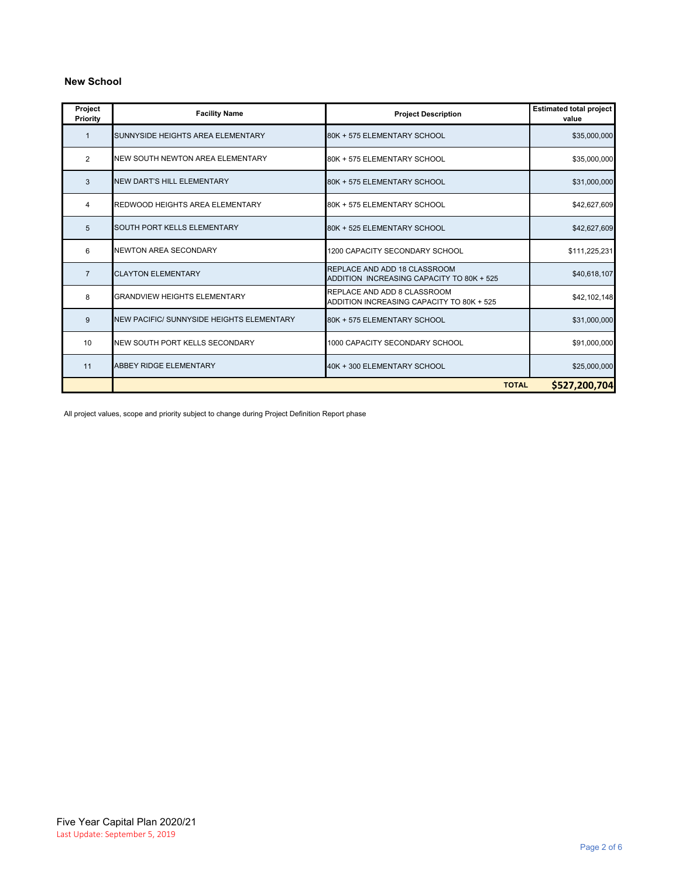## New School

| Project Priority | Facility Name | Project Description | Estimated total project value |
|---|---|---|---|
| 1 | SUNNYSIDE HEIGHTS AREA ELEMENTARY | 80K + 575 ELEMENTARY SCHOOL | $35,000,000 |
| 2 | NEW SOUTH NEWTON AREA ELEMENTARY | 80K + 575 ELEMENTARY SCHOOL | $35,000,000 |
| 3 | NEW DART'S HILL ELEMENTARY | 80K + 575 ELEMENTARY SCHOOL | $31,000,000 |
| 4 | REDWOOD HEIGHTS AREA ELEMENTARY | 80K + 575 ELEMENTARY SCHOOL | $42,627,609 |
| 5 | SOUTH PORT KELLS ELEMENTARY | 80K + 525 ELEMENTARY SCHOOL | $42,627,609 |
| 6 | NEWTON AREA SECONDARY | 1200 CAPACITY SECONDARY SCHOOL | $111,225,231 |
| 7 | CLAYTON ELEMENTARY | REPLACE AND ADD 18 CLASSROOM ADDITION INCREASING CAPACITY TO 80K + 525 | $40,618,107 |
| 8 | GRANDVIEW HEIGHTS ELEMENTARY | REPLACE AND ADD 8 CLASSROOM ADDITION INCREASING CAPACITY TO 80K + 525 | $42,102,148 |
| 9 | NEW PACIFIC/ SUNNYSIDE HEIGHTS ELEMENTARY | 80K + 575 ELEMENTARY SCHOOL | $31,000,000 |
| 10 | NEW SOUTH PORT KELLS SECONDARY | 1000 CAPACITY SECONDARY SCHOOL | $91,000,000 |
| 11 | ABBEY RIDGE ELEMENTARY | 40K + 300 ELEMENTARY SCHOOL | $25,000,000 |
| | | **TOTAL** | **$527,200,704** |

All project values, scope and priority subject to change during Project Definition Report phase

Five Year Capital Plan 2020/21
Last Update: September 5, 2019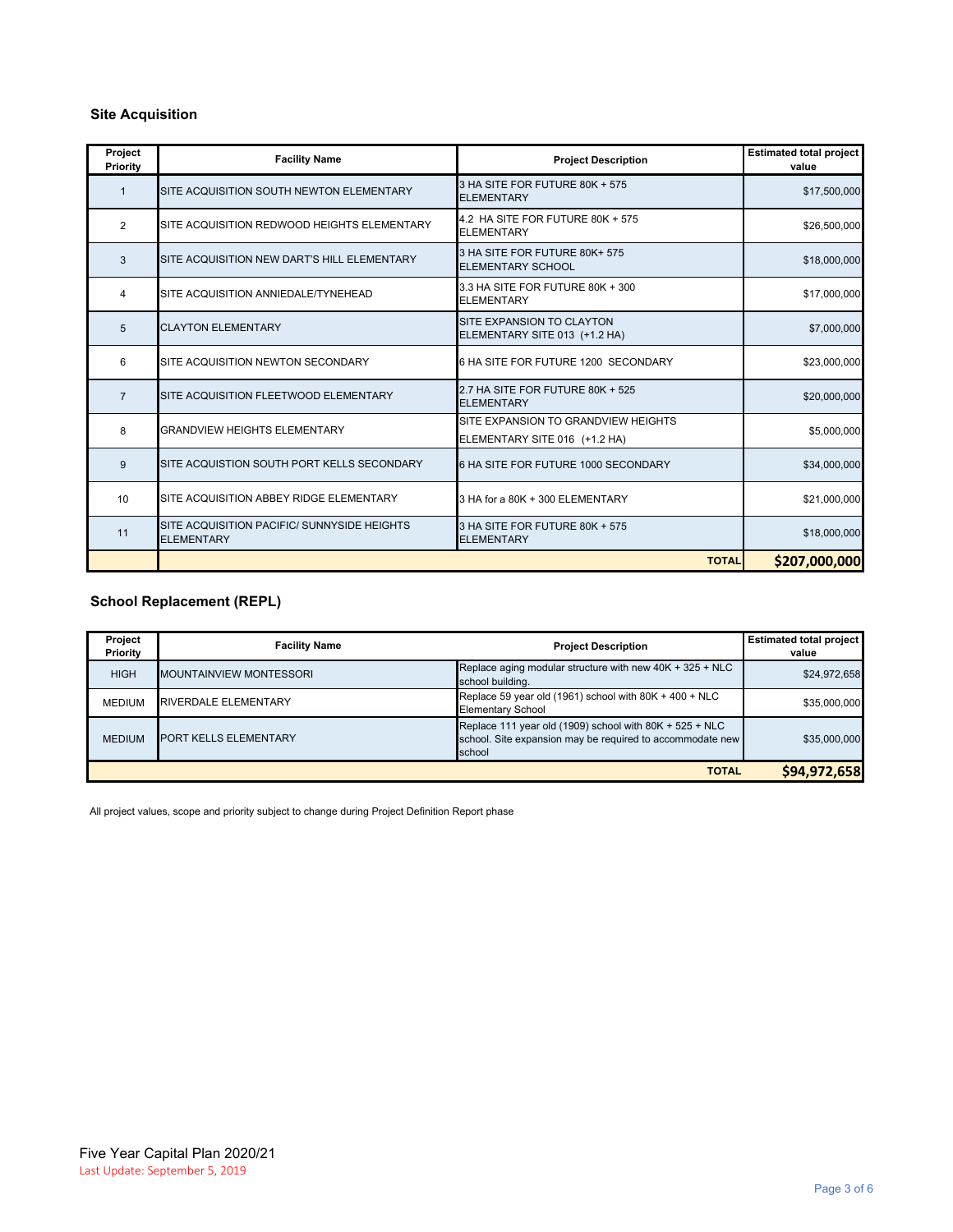## Site Acquisition

| Project Priority | Facility Name | Project Description | Estimated total project value |
|---|---|---|---|
| 1 | SITE ACQUISITION SOUTH NEWTON ELEMENTARY | 3 HA SITE FOR FUTURE 80K + 575 ELEMENTARY | $17,500,000 |
| 2 | SITE ACQUISITION REDWOOD HEIGHTS ELEMENTARY | 4.2 HA SITE FOR FUTURE 80K + 575 ELEMENTARY | $26,500,000 |
| 3 | SITE ACQUISITION NEW DART'S HILL ELEMENTARY | 3 HA SITE FOR FUTURE 80K+ 575 ELEMENTARY SCHOOL | $18,000,000 |
| 4 | SITE ACQUISITION ANNIEDALE/TYNEHEAD | 3.3 HA SITE FOR FUTURE 80K + 300 ELEMENTARY | $17,000,000 |
| 5 | CLAYTON ELEMENTARY | SITE EXPANSION TO CLAYTON ELEMENTARY SITE 013 (+1.2 HA) | $7,000,000 |
| 6 | SITE ACQUISITION NEWTON SECONDARY | 6 HA SITE FOR FUTURE 1200 SECONDARY | $23,000,000 |
| 7 | SITE ACQUISITION FLEETWOOD ELEMENTARY | 2.7 HA SITE FOR FUTURE 80K + 525 ELEMENTARY | $20,000,000 |
| 8 | GRANDVIEW HEIGHTS ELEMENTARY | SITE EXPANSION TO GRANDVIEW HEIGHTS ELEMENTARY SITE 016 (+1.2 HA) | $5,000,000 |
| 9 | SITE ACQUISTION SOUTH PORT KELLS SECONDARY | 6 HA SITE FOR FUTURE 1000 SECONDARY | $34,000,000 |
| 10 | SITE ACQUISITION ABBEY RIDGE ELEMENTARY | 3 HA for a 80K + 300 ELEMENTARY | $21,000,000 |
| 11 | SITE ACQUISITION PACIFIC/ SUNNYSIDE HEIGHTS ELEMENTARY | 3 HA SITE FOR FUTURE 80K + 575 ELEMENTARY | $18,000,000 |
| | | **TOTAL** | **$207,000,000** |

## School Replacement (REPL)

| Project Priority | Facility Name | Project Description | Estimated total project value |
|---|---|---|---|
| HIGH | MOUNTAINVIEW MONTESSORI | Replace aging modular structure with new 40K + 325 + NLC school building. | $24,972,658 |
| MEDIUM | RIVERDALE ELEMENTARY | Replace 59 year old (1961) school with 80K + 400 + NLC Elementary School | $35,000,000 |
| MEDIUM | PORT KELLS ELEMENTARY | Replace 111 year old (1909) school with 80K + 525 + NLC school. Site expansion may be required to accommodate new school | $35,000,000 |
| | | **TOTAL** | **$94,972,658** |

All project values, scope and priority subject to change during Project Definition Report phase

Five Year Capital Plan 2020/21
Last Update: September 5, 2019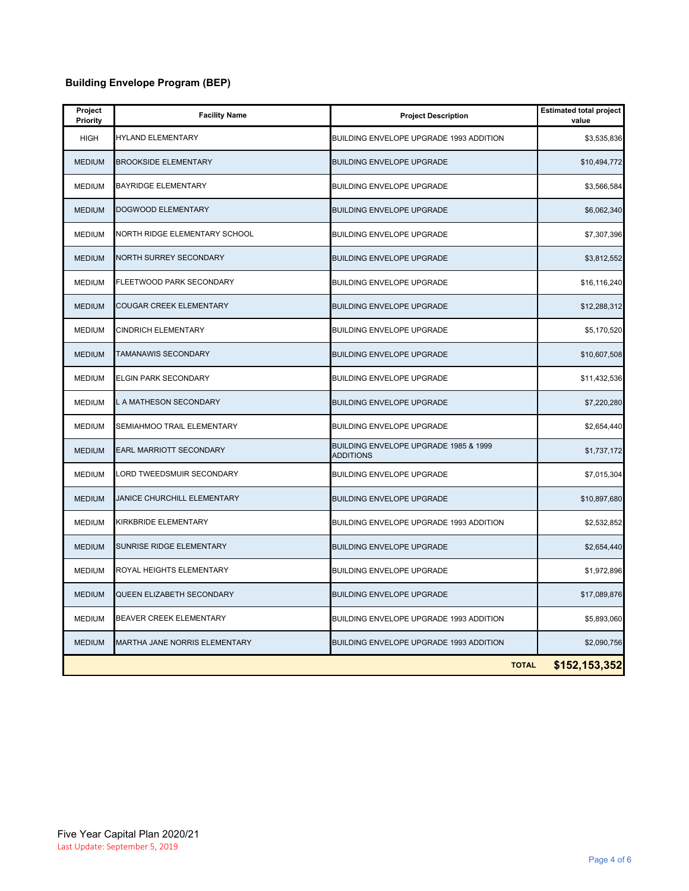## Building Envelope Program (BEP)

| Project Priority | Facility Name | Project Description | Estimated total project value |
|---|---|---|---|
| HIGH | HYLAND ELEMENTARY | BUILDING ENVELOPE UPGRADE 1993 ADDITION | $3,535,836 |
| MEDIUM | BROOKSIDE ELEMENTARY | BUILDING ENVELOPE UPGRADE | $10,494,772 |
| MEDIUM | BAYRIDGE ELEMENTARY | BUILDING ENVELOPE UPGRADE | $3,566,584 |
| MEDIUM | DOGWOOD ELEMENTARY | BUILDING ENVELOPE UPGRADE | $6,062,340 |
| MEDIUM | NORTH RIDGE ELEMENTARY SCHOOL | BUILDING ENVELOPE UPGRADE | $7,307,396 |
| MEDIUM | NORTH SURREY SECONDARY | BUILDING ENVELOPE UPGRADE | $3,812,552 |
| MEDIUM | FLEETWOOD PARK SECONDARY | BUILDING ENVELOPE UPGRADE | $16,116,240 |
| MEDIUM | COUGAR CREEK ELEMENTARY | BUILDING ENVELOPE UPGRADE | $12,288,312 |
| MEDIUM | CINDRICH ELEMENTARY | BUILDING ENVELOPE UPGRADE | $5,170,520 |
| MEDIUM | TAMANAWIS SECONDARY | BUILDING ENVELOPE UPGRADE | $10,607,508 |
| MEDIUM | ELGIN PARK SECONDARY | BUILDING ENVELOPE UPGRADE | $11,432,536 |
| MEDIUM | L A MATHESON SECONDARY | BUILDING ENVELOPE UPGRADE | $7,220,280 |
| MEDIUM | SEMIAHMOO TRAIL ELEMENTARY | BUILDING ENVELOPE UPGRADE | $2,654,440 |
| MEDIUM | EARL MARRIOTT SECONDARY | BUILDING ENVELOPE UPGRADE 1985 & 1999 ADDITIONS | $1,737,172 |
| MEDIUM | LORD TWEEDSMUIR SECONDARY | BUILDING ENVELOPE UPGRADE | $7,015,304 |
| MEDIUM | JANICE CHURCHILL ELEMENTARY | BUILDING ENVELOPE UPGRADE | $10,897,680 |
| MEDIUM | KIRKBRIDE ELEMENTARY | BUILDING ENVELOPE UPGRADE 1993 ADDITION | $2,532,852 |
| MEDIUM | SUNRISE RIDGE ELEMENTARY | BUILDING ENVELOPE UPGRADE | $2,654,440 |
| MEDIUM | ROYAL HEIGHTS ELEMENTARY | BUILDING ENVELOPE UPGRADE | $1,972,896 |
| MEDIUM | QUEEN ELIZABETH SECONDARY | BUILDING ENVELOPE UPGRADE | $17,089,876 |
| MEDIUM | BEAVER CREEK ELEMENTARY | BUILDING ENVELOPE UPGRADE 1993 ADDITION | $5,893,060 |
| MEDIUM | MARTHA JANE NORRIS ELEMENTARY | BUILDING ENVELOPE UPGRADE 1993 ADDITION | $2,090,756 |
| | | **TOTAL** | **$152,153,352** |

Five Year Capital Plan 2020/21
Last Update: September 5, 2019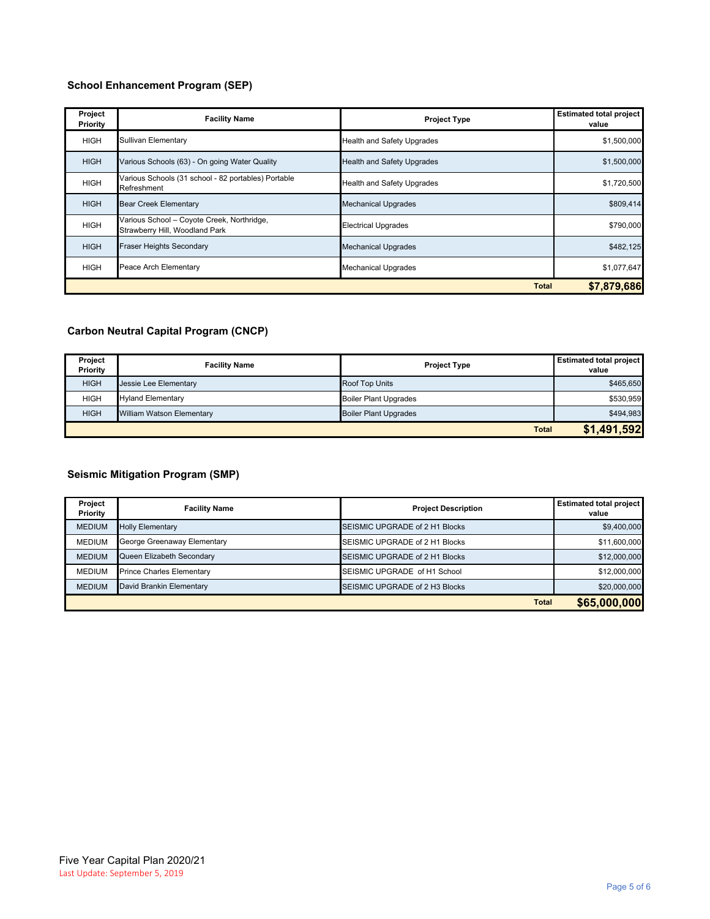### School Enhancement Program (SEP)

| Project Priority | Facility Name | Project Type | Estimated total project value |
|---|---|---|---|
| HIGH | Sullivan Elementary | Health and Safety Upgrades | $1,500,000 |
| HIGH | Various Schools (63) - On going Water Quality | Health and Safety Upgrades | $1,500,000 |
| HIGH | Various Schools (31 school - 82 portables) Portable Refreshment | Health and Safety Upgrades | $1,720,500 |
| HIGH | Bear Creek Elementary | Mechanical Upgrades | $809,414 |
| HIGH | Various School – Coyote Creek, Northridge, Strawberry Hill, Woodland Park | Electrical Upgrades | $790,000 |
| HIGH | Fraser Heights Secondary | Mechanical Upgrades | $482,125 |
| HIGH | Peace Arch Elementary | Mechanical Upgrades | $1,077,647 |
| | | **Total** | **$7,879,686** |

### Carbon Neutral Capital Program (CNCP)

| Project Priority | Facility Name | Project Type | Estimated total project value |
|---|---|---|---|
| HIGH | Jessie Lee Elementary | Roof Top Units | $465,650 |
| HIGH | Hyland Elementary | Boiler Plant Upgrades | $530,959 |
| HIGH | William Watson Elementary | Boiler Plant Upgrades | $494,983 |
| | | **Total** | **$1,491,592** |

### Seismic Mitigation Program (SMP)

| Project Priority | Facility Name | Project Description | Estimated total project value |
|---|---|---|---|
| MEDIUM | Holly Elementary | SEISMIC UPGRADE of 2 H1 Blocks | $9,400,000 |
| MEDIUM | George Greenaway Elementary | SEISMIC UPGRADE of 2 H1 Blocks | $11,600,000 |
| MEDIUM | Queen Elizabeth Secondary | SEISMIC UPGRADE of 2 H1 Blocks | $12,000,000 |
| MEDIUM | Prince Charles Elementary | SEISMIC UPGRADE of H1 School | $12,000,000 |
| MEDIUM | David Brankin Elementary | SEISMIC UPGRADE of 2 H3 Blocks | $20,000,000 |
| | | **Total** | **$65,000,000** |

Five Year Capital Plan 2020/21
Last Update: September 5, 2019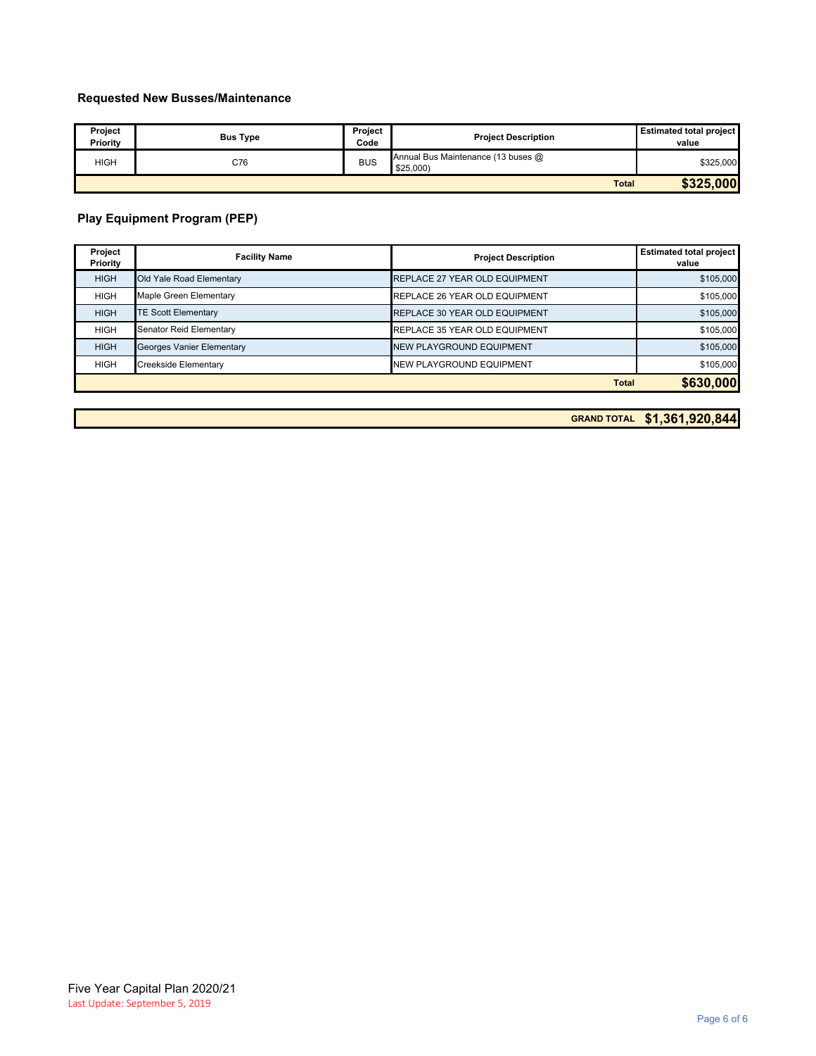### Requested New Busses/Maintenance

| Project Priority | Bus Type | Project Code | Project Description | Estimated total project value |
|---|---|---|---|---|
| HIGH | C76 | BUS | Annual Bus Maintenance (13 buses @ $25,000) | $325,000 |
| | | | **Total** | **$325,000** |

### Play Equipment Program (PEP)

| Project Priority | Facility Name | Project Description | Estimated total project value |
|---|---|---|---|
| HIGH | Old Yale Road Elementary | REPLACE 27 YEAR OLD EQUIPMENT | $105,000 |
| HIGH | Maple Green Elementary | REPLACE 26 YEAR OLD EQUIPMENT | $105,000 |
| HIGH | TE Scott Elementary | REPLACE 30 YEAR OLD EQUIPMENT | $105,000 |
| HIGH | Senator Reid Elementary | REPLACE 35 YEAR OLD EQUIPMENT | $105,000 |
| HIGH | Georges Vanier Elementary | NEW PLAYGROUND EQUIPMENT | $105,000 |
| HIGH | Creekside Elementary | NEW PLAYGROUND EQUIPMENT | $105,000 |
| | | **Total** | **$630,000** |

**GRAND TOTAL $1,361,920,844**

Five Year Capital Plan 2020/21
Last Update: September 5, 2019